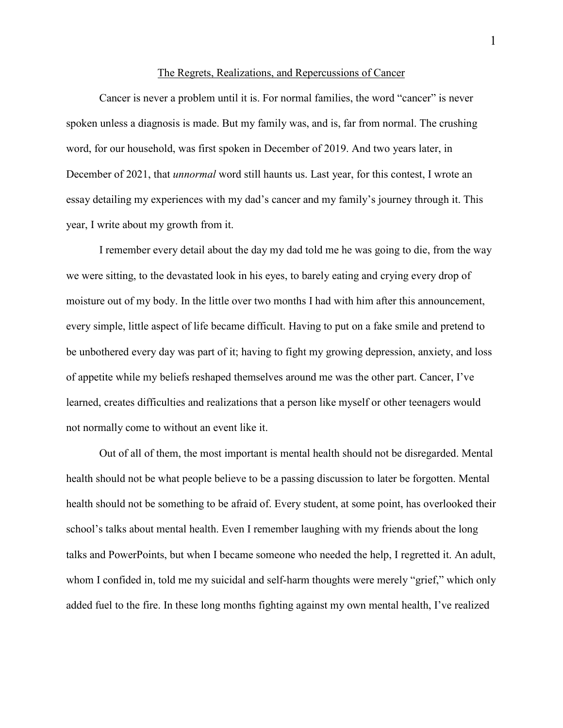# The Regrets, Realizations, and Repercussions of Cancer

Cancer is never a problem until it is. For normal families, the word "cancer" is never spoken unless a diagnosis is made. But my family was, and is, far from normal. The crushing word, for our household, was first spoken in December of 2019. And two years later, in December of 2021, that *unnormal* word still haunts us. Last year, for this contest, I wrote an essay detailing my experiences with my dad's cancer and my family's journey through it. This year, I write about my growth from it.

I remember every detail about the day my dad told me he was going to die, from the way we were sitting, to the devastated look in his eyes, to barely eating and crying every drop of moisture out of my body. In the little over two months I had with him after this announcement, every simple, little aspect of life became difficult. Having to put on a fake smile and pretend to be unbothered every day was part of it; having to fight my growing depression, anxiety, and loss of appetite while my beliefs reshaped themselves around me was the other part. Cancer, I've learned, creates difficulties and realizations that a person like myself or other teenagers would not normally come to without an event like it.

Out of all of them, the most important is mental health should not be disregarded. Mental health should not be what people believe to be a passing discussion to later be forgotten. Mental health should not be something to be afraid of. Every student, at some point, has overlooked their school's talks about mental health. Even I remember laughing with my friends about the long talks and PowerPoints, but when I became someone who needed the help, I regretted it. An adult, whom I confided in, told me my suicidal and self-harm thoughts were merely "grief," which only added fuel to the fire. In these long months fighting against my own mental health, I've realized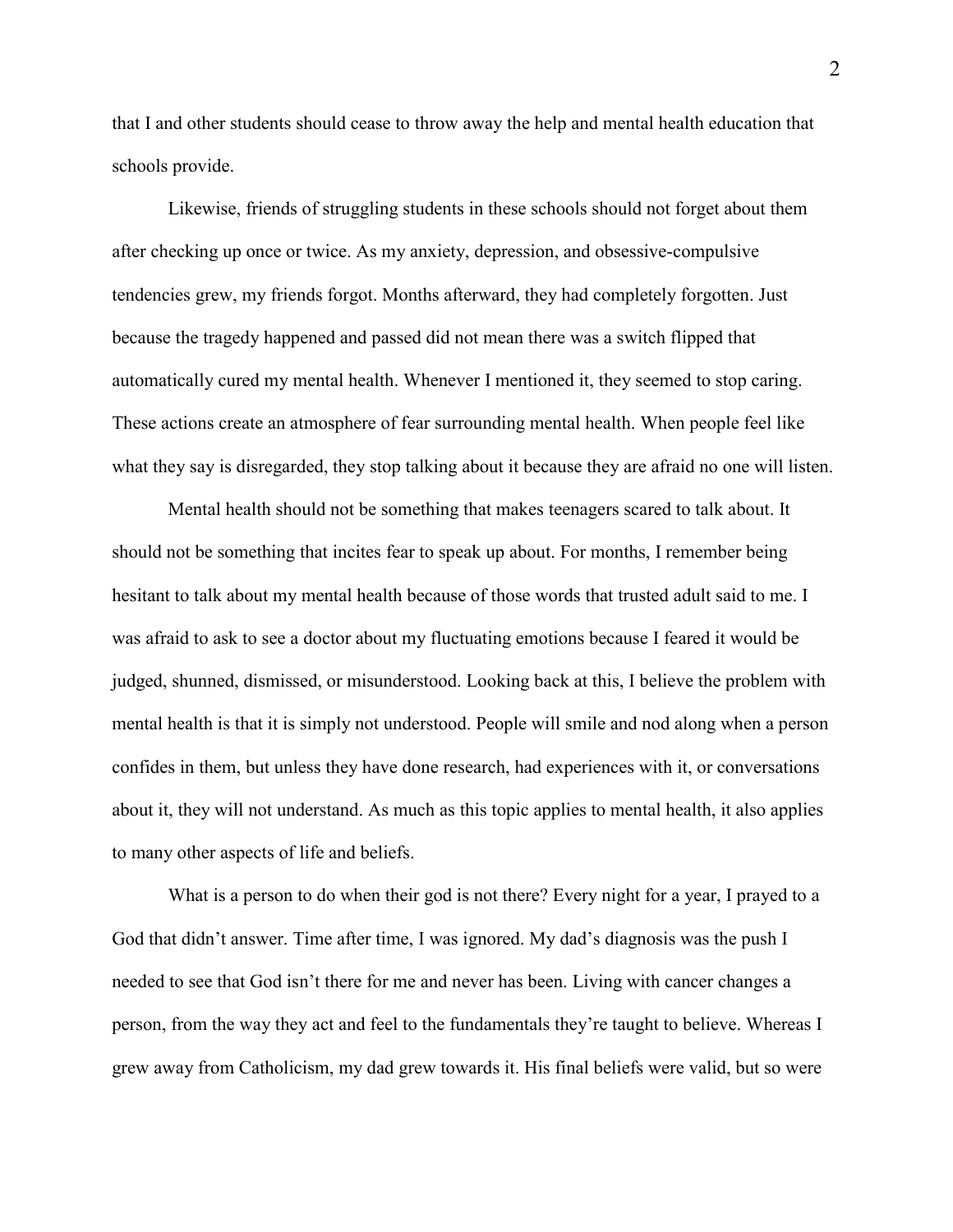that I and other students should cease to throw away the help and mental health education that schools provide.

Likewise, friends of struggling students in these schools should not forget about them after checking up once or twice. As my anxiety, depression, and obsessive-compulsive tendencies grew, my friends forgot. Months afterward, they had completely forgotten. Just because the tragedy happened and passed did not mean there was a switch flipped that automatically cured my mental health. Whenever I mentioned it, they seemed to stop caring. These actions create an atmosphere of fear surrounding mental health. When people feel like what they say is disregarded, they stop talking about it because they are afraid no one will listen.

Mental health should not be something that makes teenagers scared to talk about. It should not be something that incites fear to speak up about. For months, I remember being hesitant to talk about my mental health because of those words that trusted adult said to me. I was afraid to ask to see a doctor about my fluctuating emotions because I feared it would be judged, shunned, dismissed, or misunderstood. Looking back at this, I believe the problem with mental health is that it is simply not understood. People will smile and nod along when a person confides in them, but unless they have done research, had experiences with it, or conversations about it, they will not understand. As much as this topic applies to mental health, it also applies to many other aspects of life and beliefs.

What is a person to do when their god is not there? Every night for a year, I prayed to a God that didn't answer. Time after time, I was ignored. My dad's diagnosis was the push I needed to see that God isn't there for me and never has been. Living with cancer changes a person, from the way they act and feel to the fundamentals they're taught to believe. Whereas I grew away from Catholicism, my dad grew towards it. His final beliefs were valid, but so were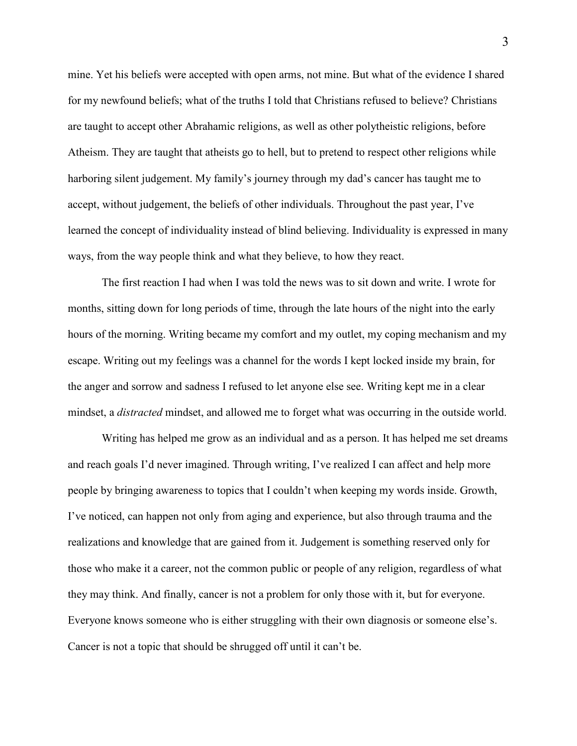mine. Yet his beliefs were accepted with open arms, not mine. But what of the evidence I shared for my newfound beliefs; what of the truths I told that Christians refused to believe? Christians are taught to accept other Abrahamic religions, as well as other polytheistic religions, before Atheism. They are taught that atheists go to hell, but to pretend to respect other religions while harboring silent judgement. My family's journey through my dad's cancer has taught me to accept, without judgement, the beliefs of other individuals. Throughout the past year, I've learned the concept of individuality instead of blind believing. Individuality is expressed in many ways, from the way people think and what they believe, to how they react.

The first reaction I had when I was told the news was to sit down and write. I wrote for months, sitting down for long periods of time, through the late hours of the night into the early hours of the morning. Writing became my comfort and my outlet, my coping mechanism and my escape. Writing out my feelings was a channel for the words I kept locked inside my brain, for the anger and sorrow and sadness I refused to let anyone else see. Writing kept me in a clear mindset, a *distracted* mindset, and allowed me to forget what was occurring in the outside world.

Writing has helped me grow as an individual and as a person. It has helped me set dreams and reach goals I'd never imagined. Through writing, I've realized I can affect and help more people by bringing awareness to topics that I couldn't when keeping my words inside. Growth, I've noticed, can happen not only from aging and experience, but also through trauma and the realizations and knowledge that are gained from it. Judgement is something reserved only for those who make it a career, not the common public or people of any religion, regardless of what they may think. And finally, cancer is not a problem for only those with it, but for everyone. Everyone knows someone who is either struggling with their own diagnosis or someone else's. Cancer is not a topic that should be shrugged off until it can't be.